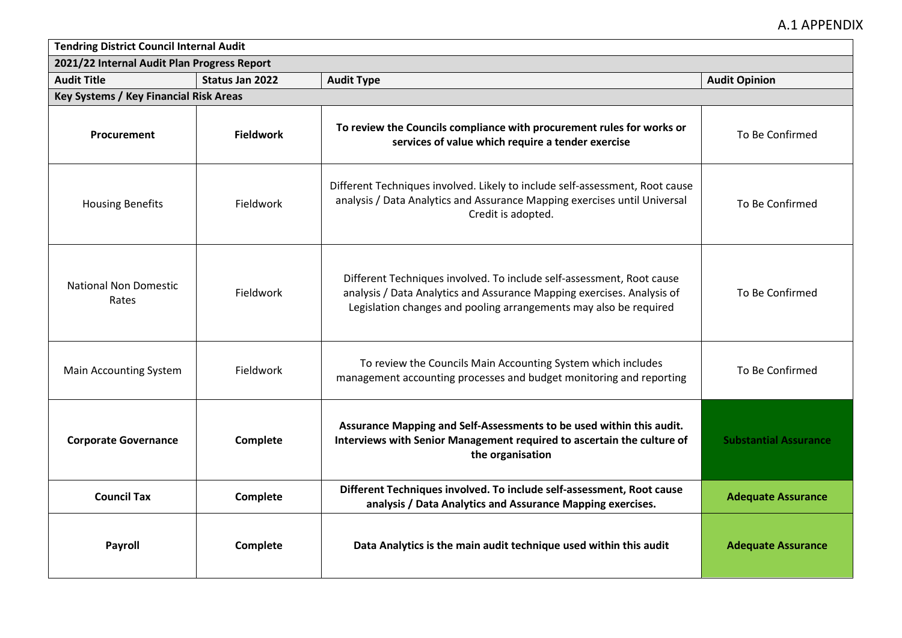A.1 APPENDIX

| Tendring District Council Internal Audit | | | |
|---|---|---|---|
| **2021/22 Internal Audit Plan Progress Report** | | | |
| **Audit Title** | **Status Jan 2022** | **Audit Type** | **Audit Opinion** |
| **Key Systems / Key Financial Risk Areas** | | | |
| **Procurement** | **Fieldwork** | **To review the Councils compliance with procurement rules for works or services of value which require a tender exercise** | To Be Confirmed |
| Housing Benefits | Fieldwork | Different Techniques involved. Likely to include self-assessment, Root cause analysis / Data Analytics and Assurance Mapping exercises until Universal Credit is adopted. | To Be Confirmed |
| National Non Domestic Rates | Fieldwork | Different Techniques involved. To include self-assessment, Root cause analysis / Data Analytics and Assurance Mapping exercises. Analysis of Legislation changes and pooling arrangements may also be required | To Be Confirmed |
| Main Accounting System | Fieldwork | To review the Councils Main Accounting System which includes management accounting processes and budget monitoring and reporting | To Be Confirmed |
| **Corporate Governance** | **Complete** | **Assurance Mapping and Self-Assessments to be used within this audit. Interviews with Senior Management required to ascertain the culture of the organisation** | **Substantial Assurance** |
| **Council Tax** | **Complete** | **Different Techniques involved. To include self-assessment, Root cause analysis / Data Analytics and Assurance Mapping exercises.** | **Adequate Assurance** |
| **Payroll** | **Complete** | **Data Analytics is the main audit technique used within this audit** | **Adequate Assurance** |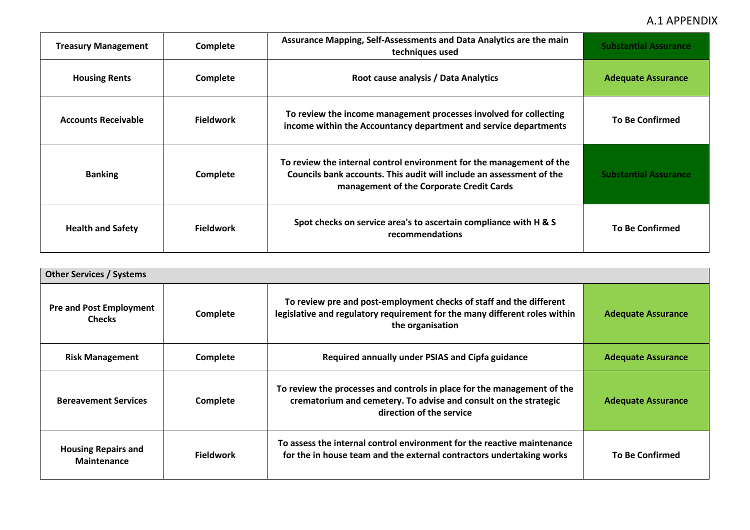A.1 APPENDIX

| Treasury Management | Complete | Assurance Mapping, Self-Assessments and Data Analytics are the main techniques used | Substantial Assurance |
|---|---|---|---|
| Housing Rents | Complete | Root cause analysis / Data Analytics | Adequate Assurance |
| Accounts Receivable | Fieldwork | To review the income management processes involved for collecting income within the Accountancy department and service departments | To Be Confirmed |
| Banking | Complete | To review the internal control environment for the management of the Councils bank accounts. This audit will include an assessment of the management of the Corporate Credit Cards | Substantial Assurance |
| Health and Safety | Fieldwork | Spot checks on service area's to ascertain compliance with H & S recommendations | To Be Confirmed |

| Other Services / Systems | | | |
|---|---|---|---|
| Pre and Post Employment Checks | Complete | To review pre and post-employment checks of staff and the different legislative and regulatory requirement for the many different roles within the organisation | Adequate Assurance |
| Risk Management | Complete | Required annually under PSIAS and Cipfa guidance | Adequate Assurance |
| Bereavement Services | Complete | To review the processes and controls in place for the management of the crematorium and cemetery. To advise and consult on the strategic direction of the service | Adequate Assurance |
| Housing Repairs and Maintenance | Fieldwork | To assess the internal control environment for the reactive maintenance for the in house team and the external contractors undertaking works | To Be Confirmed |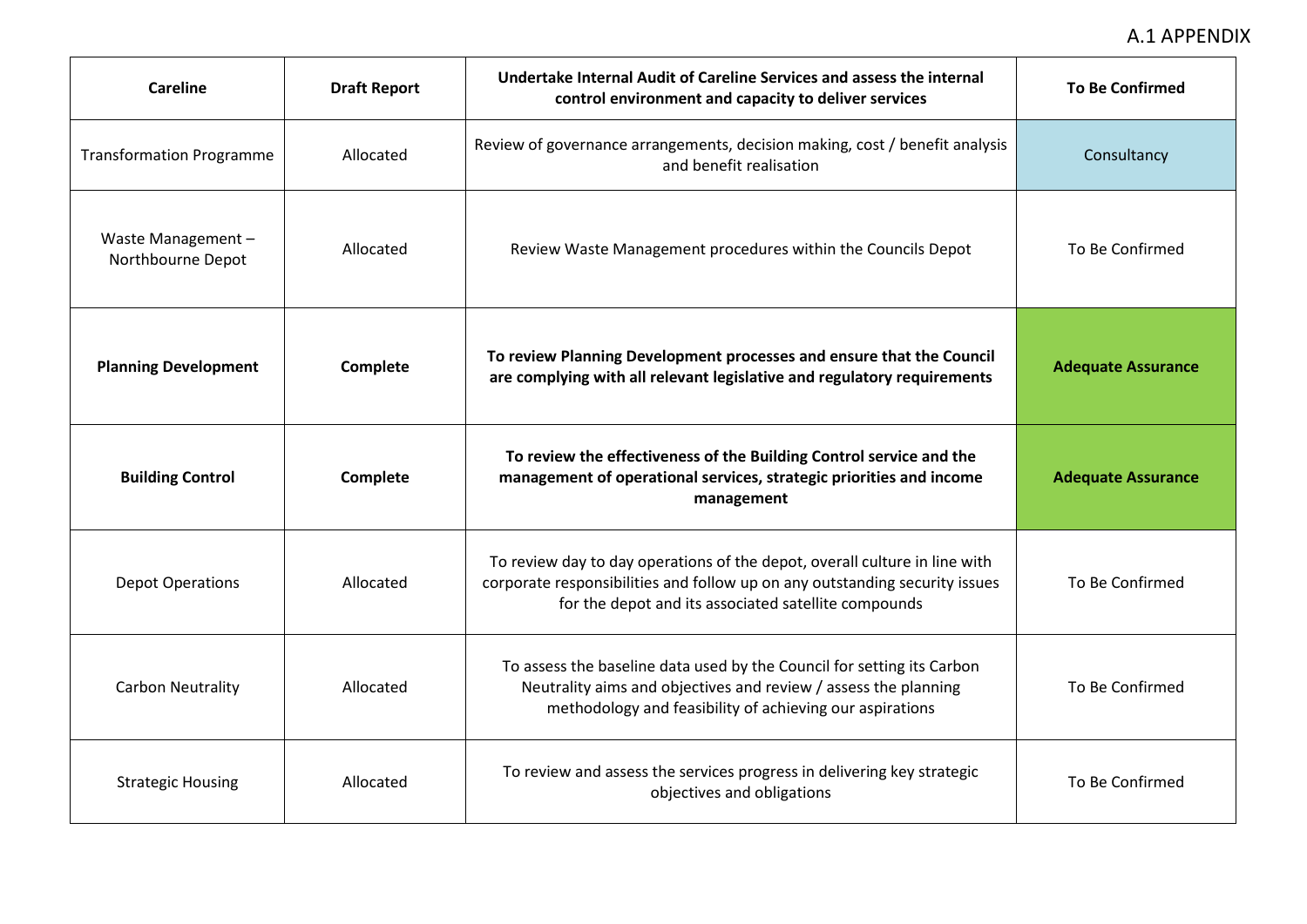A.1 APPENDIX

| **Careline** | **Draft Report** | **Undertake Internal Audit of Careline Services and assess the internal control environment and capacity to deliver services** | **To Be Confirmed** |
|---|---|---|---|
| Transformation Programme | Allocated | Review of governance arrangements, decision making, cost / benefit analysis and benefit realisation | Consultancy |
| Waste Management – Northbourne Depot | Allocated | Review Waste Management procedures within the Councils Depot | To Be Confirmed |
| **Planning Development** | **Complete** | **To review Planning Development processes and ensure that the Council are complying with all relevant legislative and regulatory requirements** | **Adequate Assurance** |
| **Building Control** | **Complete** | **To review the effectiveness of the Building Control service and the management of operational services, strategic priorities and income management** | **Adequate Assurance** |
| Depot Operations | Allocated | To review day to day operations of the depot, overall culture in line with corporate responsibilities and follow up on any outstanding security issues for the depot and its associated satellite compounds | To Be Confirmed |
| Carbon Neutrality | Allocated | To assess the baseline data used by the Council for setting its Carbon Neutrality aims and objectives and review / assess the planning methodology and feasibility of achieving our aspirations | To Be Confirmed |
| Strategic Housing | Allocated | To review and assess the services progress in delivering key strategic objectives and obligations | To Be Confirmed |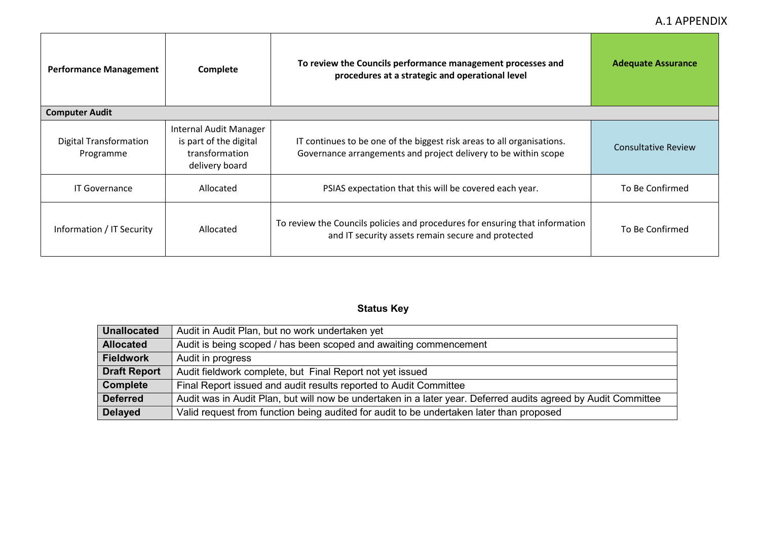A.1 APPENDIX

| | | | |
|---|---|---|---|
| **Performance Management** | **Complete** | **To review the Councils performance management processes and procedures at a strategic and operational level** | **Adequate Assurance** |
| **Computer Audit** | | | |
| Digital Transformation Programme | Internal Audit Manager is part of the digital transformation delivery board | IT continues to be one of the biggest risk areas to all organisations. Governance arrangements and project delivery to be within scope | Consultative Review |
| IT Governance | Allocated | PSIAS expectation that this will be covered each year. | To Be Confirmed |
| Information / IT Security | Allocated | To review the Councils policies and procedures for ensuring that information and IT security assets remain secure and protected | To Be Confirmed |

### Status Key

| | |
|---|---|
| **Unallocated** | Audit in Audit Plan, but no work undertaken yet |
| **Allocated** | Audit is being scoped / has been scoped and awaiting commencement |
| **Fieldwork** | Audit in progress |
| **Draft Report** | Audit fieldwork complete, but Final Report not yet issued |
| **Complete** | Final Report issued and audit results reported to Audit Committee |
| **Deferred** | Audit was in Audit Plan, but will now be undertaken in a later year. Deferred audits agreed by Audit Committee |
| **Delayed** | Valid request from function being audited for audit to be undertaken later than proposed |